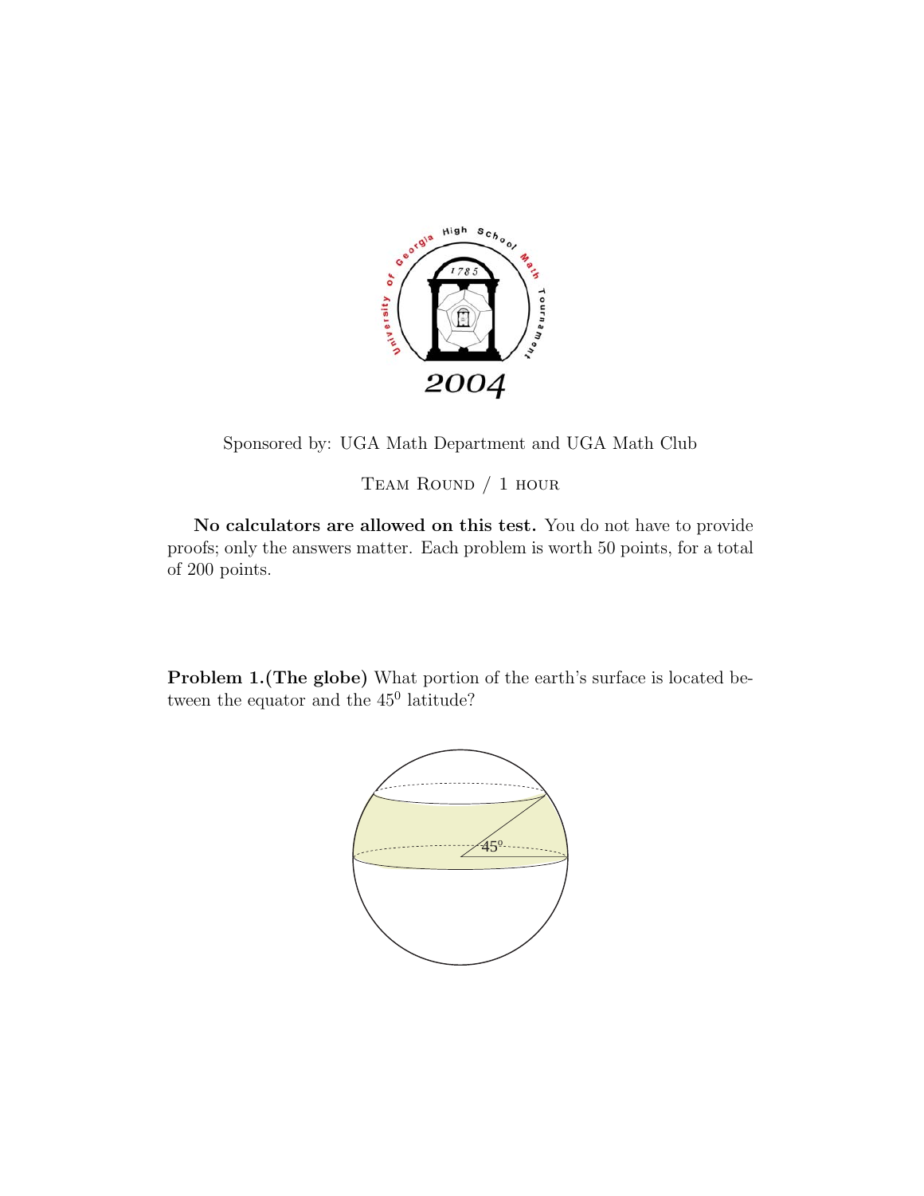Sponsored by: UGA Math Department and UGA Math Club

Team Round / 1 hour

**No calculators are allowed on this test.** You do not have to provide proofs; only the answers matter. Each problem is worth 50 points, for a total of 200 points.

**Problem 1.(The globe)** What portion of the earth's surface is located between the equator and the $45^0$ latitude?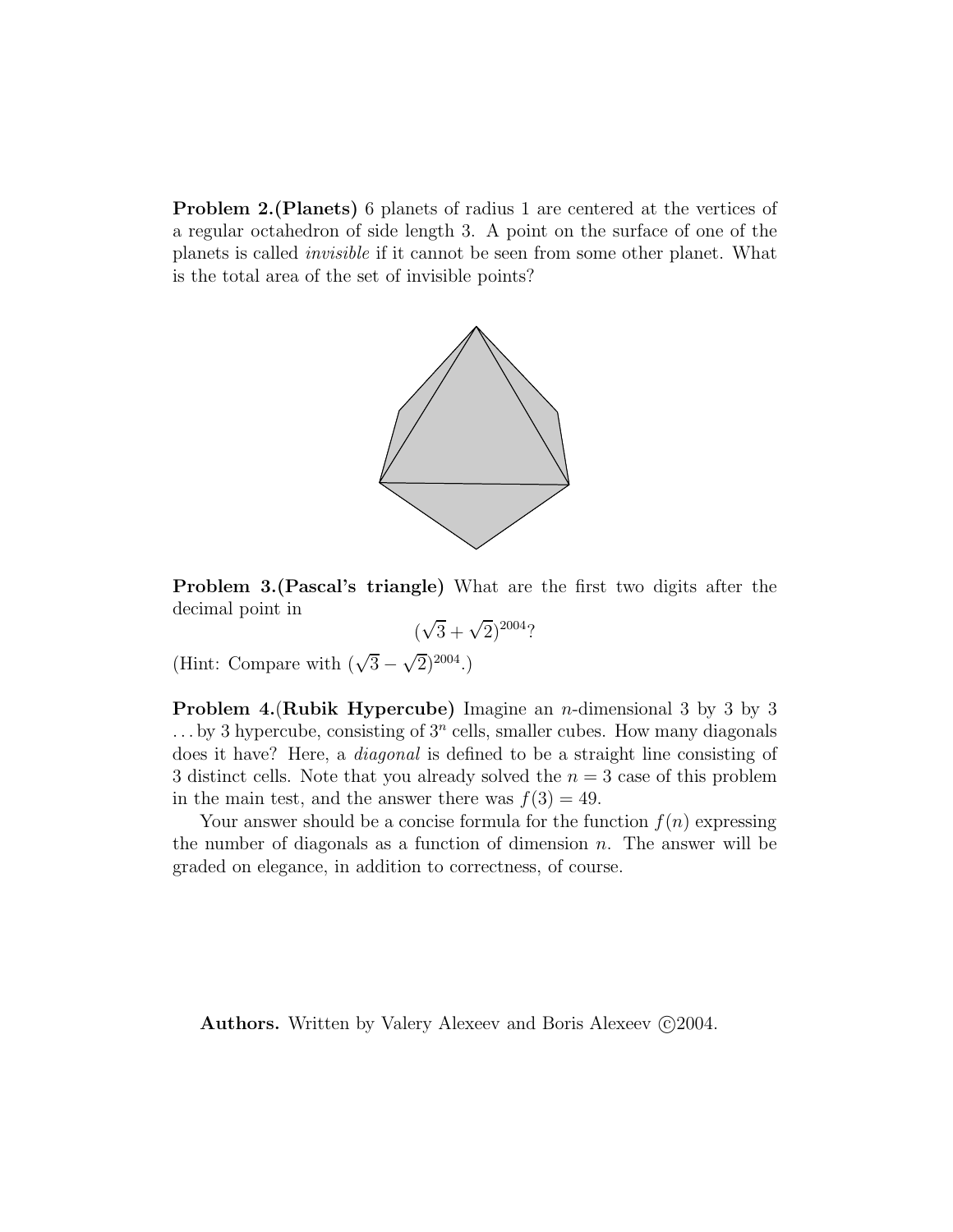**Problem 2.(Planets)** 6 planets of radius 1 are centered at the vertices of a regular octahedron of side length 3. A point on the surface of one of the planets is called *invisible* if it cannot be seen from some other planet. What is the total area of the set of invisible points?

**Problem 3.(Pascal's triangle)** What are the first two digits after the decimal point in

$$(\sqrt{3}+\sqrt{2})^{2004}?$$

(Hint: Compare with $(\sqrt{3}-\sqrt{2})^{2004}$.)

**Problem 4.(Rubik Hypercube)** Imagine an $n$-dimensional 3 by 3 by 3 … by 3 hypercube, consisting of $3^n$ cells, smaller cubes. How many diagonals does it have? Here, a *diagonal* is defined to be a straight line consisting of 3 distinct cells. Note that you already solved the $n = 3$ case of this problem in the main test, and the answer there was $f(3) = 49$.

Your answer should be a concise formula for the function $f(n)$ expressing the number of diagonals as a function of dimension $n$. The answer will be graded on elegance, in addition to correctness, of course.

**Authors.** Written by Valery Alexeev and Boris Alexeev ©2004.